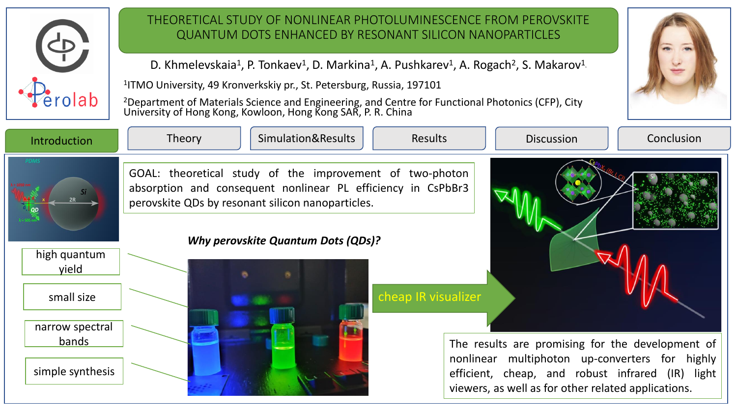# THEORETICAL STUDY OF NONLINEAR PHOTOLUMINESCENCE FROM PEROVSKITE QUANTUM DOTS ENHANCED BY RESONANT SILICON NANOPARTICLES

D. Khmelevskaia[1], P. Tonkaev[1], D. Markina[1], A. Pushkarev[1], A. Rogach[2], S. Makarov[1]

[1]ITMO University, 49 Kronverkskiy pr., St. Petersburg, Russia, 197101

[2]Department of Materials Science and Engineering, and Centre for Functional Photonics (CFP), City University of Hong Kong, Kowloon, Hong Kong SAR, P. R. China

Introduction | Theory | Simulation&Results | Results | Discussion | Conclusion

## Introduction

GOAL: theoretical study of the improvement of two-photon absorption and consequent nonlinear PL efficiency in $CsPbBr_3$ perovskite QDs by resonant silicon nanoparticles.

***Why perovskite Quantum Dots (QDs)?***

- high quantum yield
- small size
- narrow spectral bands
- simple synthesis

cheap IR visualizer

The results are promising for the development of nonlinear multiphoton up-converters for highly efficient, cheap, and robust infrared (IR) light viewers, as well as for other related applications.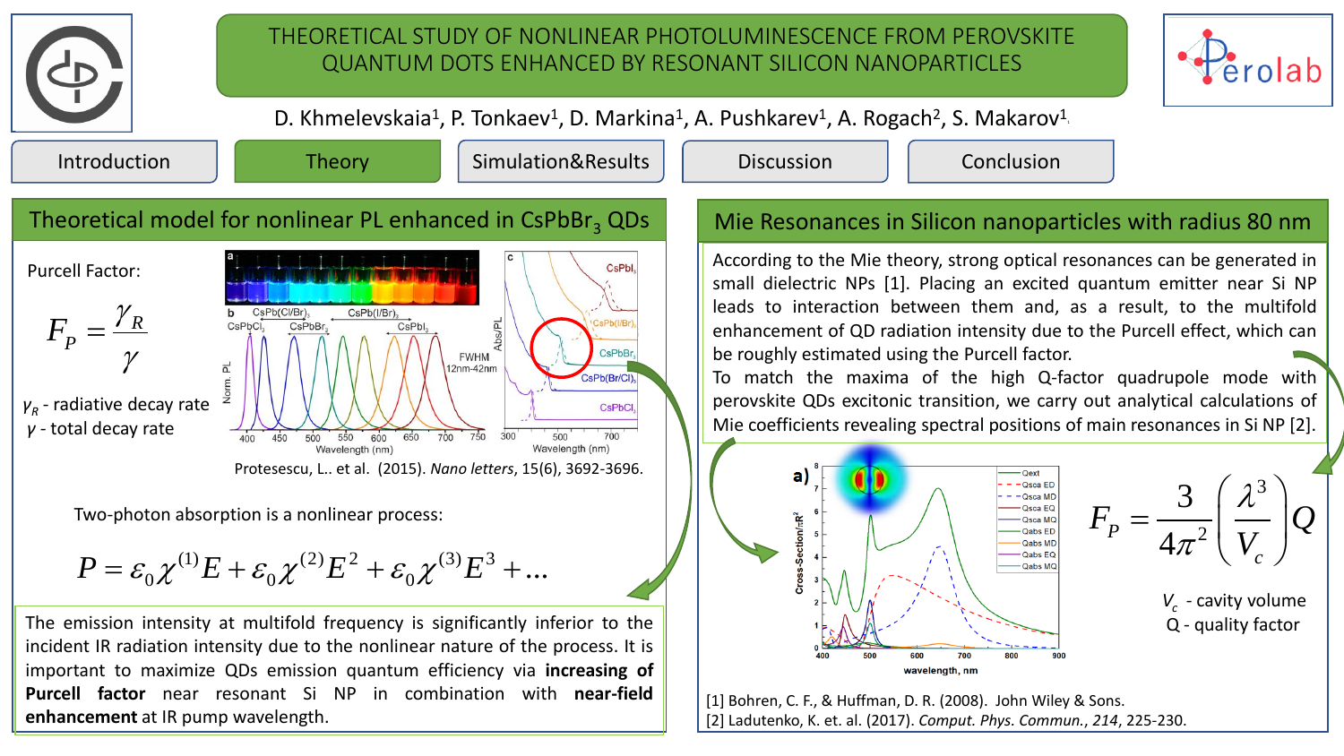# THEORETICAL STUDY OF NONLINEAR PHOTOLUMINESCENCE FROM PEROVSKITE QUANTUM DOTS ENHANCED BY RESONANT SILICON NANOPARTICLES

D. Khmelevskaia[1], P. Tonkaev[1], D. Markina[1], A. Pushkarev[1], A. Rogach[2], S. Makarov[1]

Introduction | Theory | Simulation&Results | Discussion | Conclusion

## Theoretical model for nonlinear PL enhanced in $CsPbBr_3$ QDs

Purcell Factor:

$$F_P = \frac{\gamma_R}{\gamma}$$

$\gamma_R$ - radiative decay rate
$\gamma$ - total decay rate

Protesescu, L.. et al. (2015). *Nano letters*, 15(6), 3692-3696.

Two-photon absorption is a nonlinear process:

$$P = \varepsilon_0 \chi^{(1)} E + \varepsilon_0 \chi^{(2)} E^2 + \varepsilon_0 \chi^{(3)} E^3 + \ldots$$

The emission intensity at multifold frequency is significantly inferior to the incident IR radiation intensity due to the nonlinear nature of the process. It is important to maximize QDs emission quantum efficiency via **increasing of Purcell factor** near resonant Si NP in combination with **near-field enhancement** at IR pump wavelength.

## Mie Resonances in Silicon nanoparticles with radius 80 nm

According to the Mie theory, strong optical resonances can be generated in small dielectric NPs [1]. Placing an excited quantum emitter near Si NP leads to interaction between them and, as a result, to the multifold enhancement of QD radiation intensity due to the Purcell effect, which can be roughly estimated using the Purcell factor.

To match the maxima of the high Q-factor quadrupole mode with perovskite QDs excitonic transition, we carry out analytical calculations of Mie coefficients revealing spectral positions of main resonances in Si NP [2].

$$F_P = \frac{3}{4\pi^2}\left(\frac{\lambda^3}{V_c}\right)Q$$

$V_c$ - cavity volume
Q - quality factor

[1] Bohren, C. F., & Huffman, D. R. (2008). John Wiley & Sons.
[2] Ladutenko, K. et. al. (2017). *Comput. Phys. Commun.*, *214*, 225-230.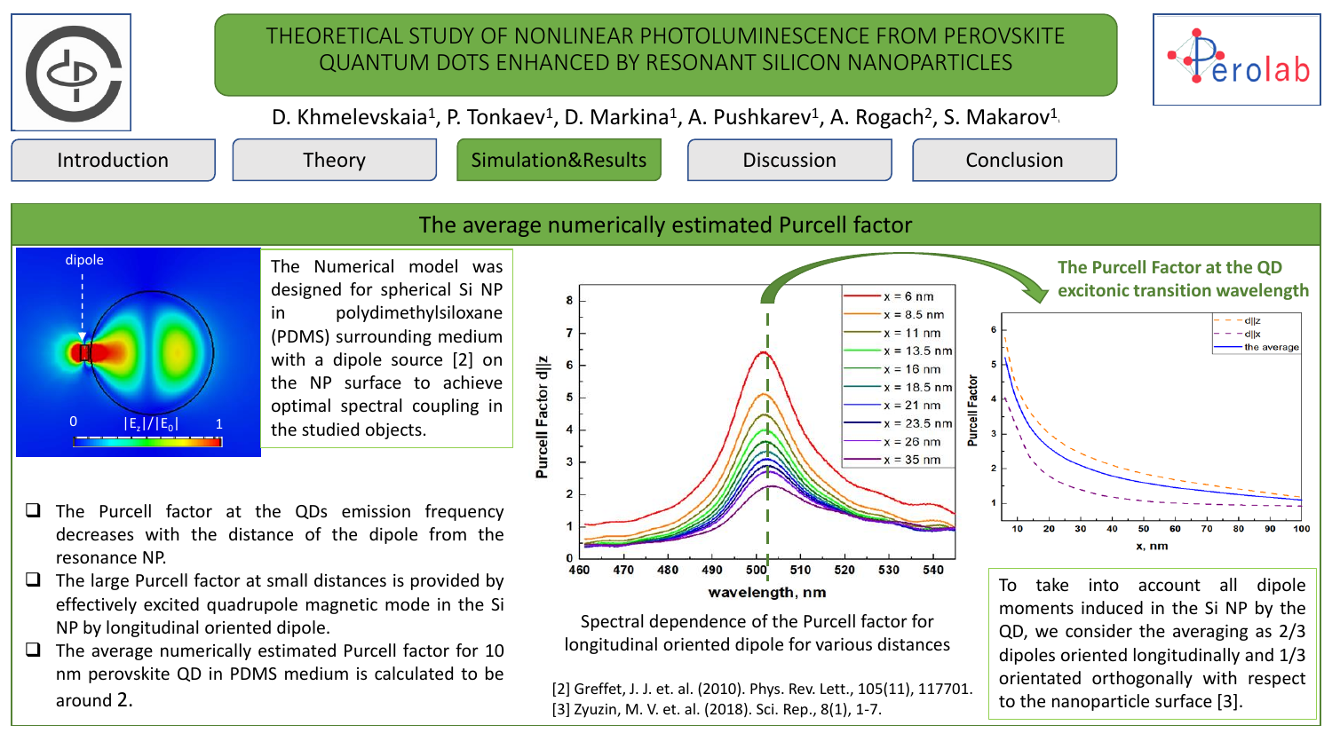# THEORETICAL STUDY OF NONLINEAR PHOTOLUMINESCENCE FROM PEROVSKITE QUANTUM DOTS ENHANCED BY RESONANT SILICON NANOPARTICLES

D. Khmelevskaia[1], P. Tonkaev[1], D. Markina[1], A. Pushkarev[1], A. Rogach[2], S. Makarov[1]

Introduction | Theory | Simulation&Results | Discussion | Conclusion

## The average numerically estimated Purcell factor

The Numerical model was designed for spherical Si NP in polydimethylsiloxane (PDMS) surrounding medium with a dipole source [2] on the NP surface to achieve optimal spectral coupling in the studied objects.

- The Purcell factor at the QDs emission frequency decreases with the distance of the dipole from the resonance NP.
- The large Purcell factor at small distances is provided by effectively excited quadrupole magnetic mode in the Si NP by longitudinal oriented dipole.
- The average numerically estimated Purcell factor for 10 nm perovskite QD in PDMS medium is calculated to be around 2.

Spectral dependence of the Purcell factor for longitudinal oriented dipole for various distances

**The Purcell Factor at the QD excitonic transition wavelength**

To take into account all dipole moments induced in the Si NP by the QD, we consider the averaging as 2/3 dipoles oriented longitudinally and 1/3 orientated orthogonally with respect to the nanoparticle surface [3].

[2] Greffet, J. J. et. al. (2010). Phys. Rev. Lett., 105(11), 117701.
[3] Zyuzin, M. V. et. al. (2018). Sci. Rep., 8(1), 1-7.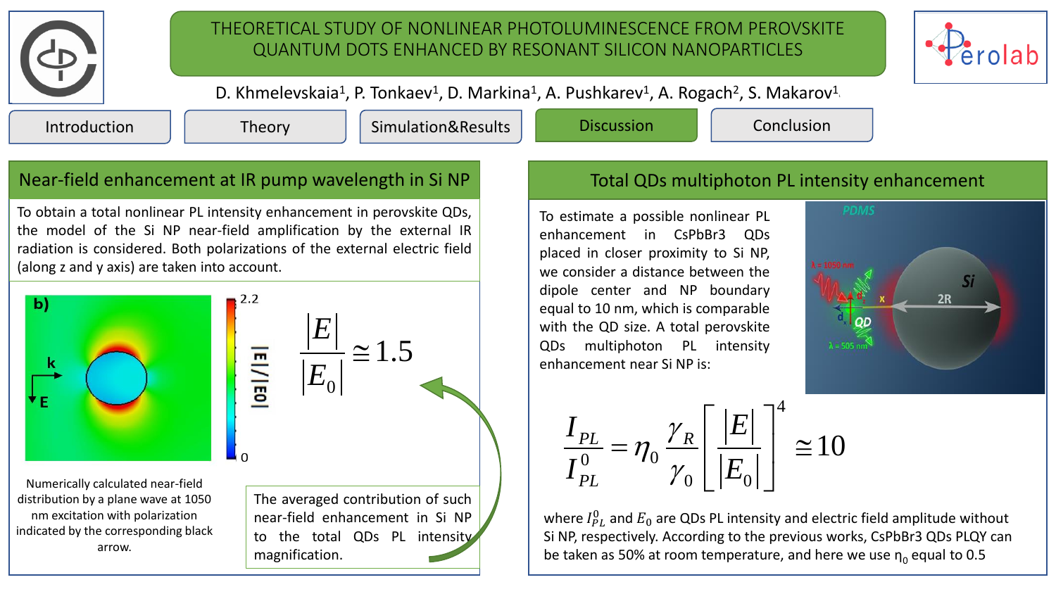# THEORETICAL STUDY OF NONLINEAR PHOTOLUMINESCENCE FROM PEROVSKITE QUANTUM DOTS ENHANCED BY RESONANT SILICON NANOPARTICLES

D. Khmelevskaia[1], P. Tonkaev[1], D. Markina[1], A. Pushkarev[1], A. Rogach[2], S. Makarov[1]

Introduction | Theory | Simulation&Results | Discussion | Conclusion

## Near-field enhancement at IR pump wavelength in Si NP

To obtain a total nonlinear PL intensity enhancement in perovskite QDs, the model of the Si NP near-field amplification by the external IR radiation is considered. Both polarizations of the external electric field (along z and y axis) are taken into account.

Numerically calculated near-field distribution by a plane wave at 1050 nm excitation with polarization indicated by the corresponding black arrow.

$$\frac{|E|}{|E_0|} \cong 1.5$$

The averaged contribution of such near-field enhancement in Si NP to the total QDs PL intensity magnification.

## Total QDs multiphoton PL intensity enhancement

To estimate a possible nonlinear PL enhancement in CsPbBr3 QDs placed in closer proximity to Si NP, we consider a distance between the dipole center and NP boundary equal to 10 nm, which is comparable with the QD size. A total perovskite QDs multiphoton PL intensity enhancement near Si NP is:

$$\frac{I_{PL}}{I_{PL}^0} = \eta_0 \frac{\gamma_R}{\gamma_0}\left[\frac{|E|}{|E_0|}\right]^4 \cong 10$$

where $I_{PL}^0$ and $E_0$ are QDs PL intensity and electric field amplitude without Si NP, respectively. According to the previous works, CsPbBr3 QDs PLQY can be taken as 50% at room temperature, and here we use $\eta_0$ equal to 0.5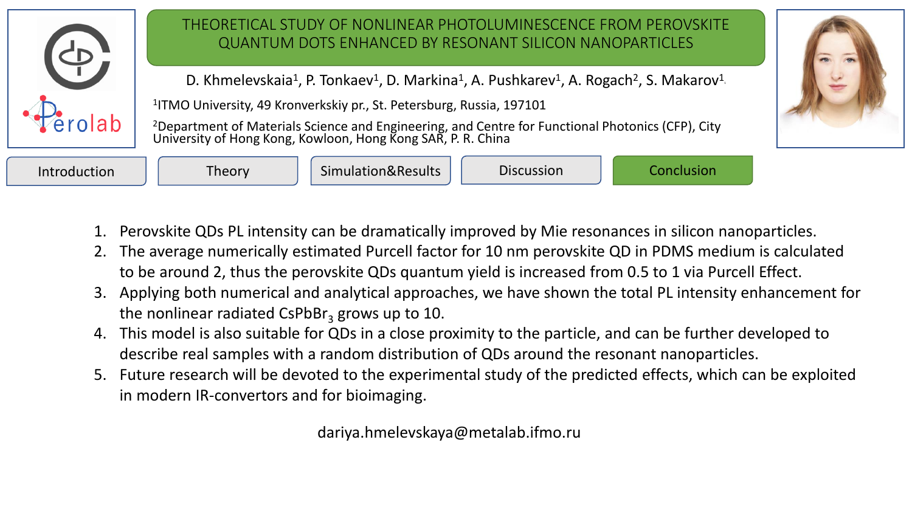# THEORETICAL STUDY OF NONLINEAR PHOTOLUMINESCENCE FROM PEROVSKITE QUANTUM DOTS ENHANCED BY RESONANT SILICON NANOPARTICLES

D. Khmelevskaia[1], P. Tonkaev[1], D. Markina[1], A. Pushkarev[1], A. Rogach[2], S. Makarov[1]

[1]ITMO University, 49 Kronverkskiy pr., St. Petersburg, Russia, 197101

[2]Department of Materials Science and Engineering, and Centre for Functional Photonics (CFP), City University of Hong Kong, Kowloon, Hong Kong SAR, P. R. China

Introduction | Theory | Simulation&Results | Discussion | Conclusion

1. Perovskite QDs PL intensity can be dramatically improved by Mie resonances in silicon nanoparticles.
2. The average numerically estimated Purcell factor for 10 nm perovskite QD in PDMS medium is calculated to be around 2, thus the perovskite QDs quantum yield is increased from 0.5 to 1 via Purcell Effect.
3. Applying both numerical and analytical approaches, we have shown the total PL intensity enhancement for the nonlinear radiated $CsPbBr_3$ grows up to 10.
4. This model is also suitable for QDs in a close proximity to the particle, and can be further developed to describe real samples with a random distribution of QDs around the resonant nanoparticles.
5. Future research will be devoted to the experimental study of the predicted effects, which can be exploited in modern IR-convertors and for bioimaging.

dariya.hmelevskaya@metalab.ifmo.ru